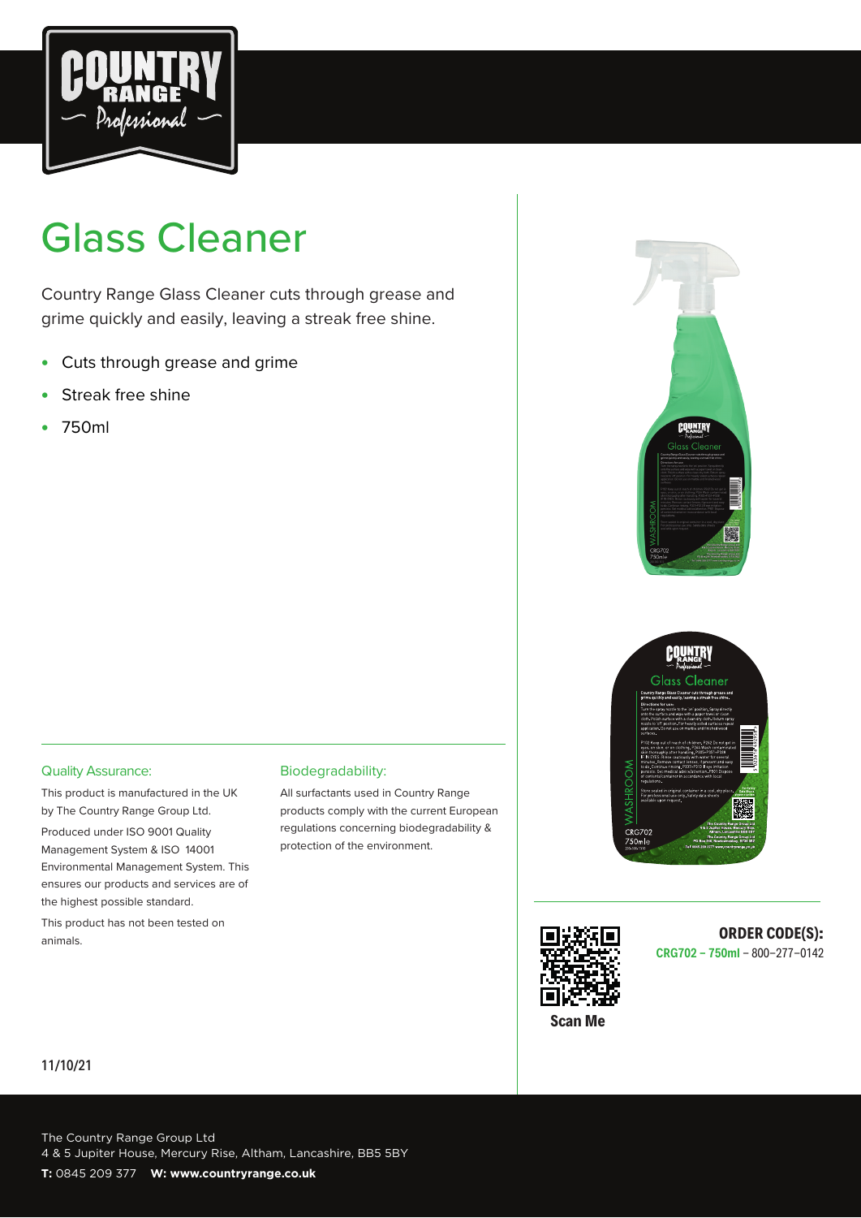# Glass Cleaner

Country Range Glass Cleaner cuts through grease and grime quickly and easily, leaving a streak free shine.

- Cuts through grease and grime
- Streak free shine
- 750ml

### Quality Assurance:

This product is manufactured in the UK by The Country Range Group Ltd.

Produced under ISO 9001 Quality Management System & ISO 14001 Environmental Management System. This ensures our products and services are of the highest possible standard.

This product has not been tested on animals.

### Biodegradability:

All surfactants used in Country Range products comply with the current European regulations concerning biodegradability & protection of the environment.

Scan Me

**ORDER CODE(S):**

**CRG702 – 750ml** – 800–277–0142

11/10/21

The Country Range Group Ltd
4 & 5 Jupiter House, Mercury Rise, Altham, Lancashire, BB5 5BY

**T:** 0845 209 377 **W: www.countryrange.co.uk**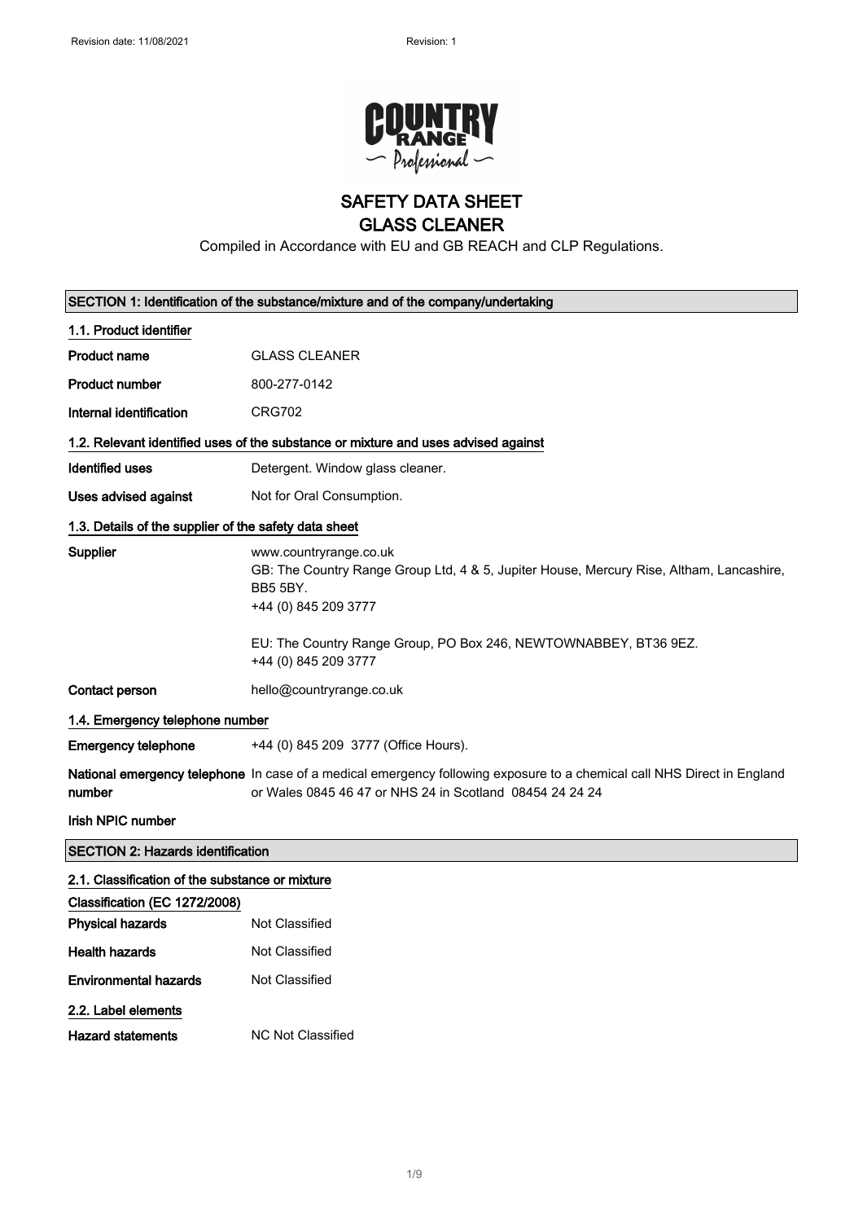# SAFETY DATA SHEET
# GLASS CLEANER

Compiled in Accordance with EU and GB REACH and CLP Regulations.

## SECTION 1: Identification of the substance/mixture and of the company/undertaking

### 1.1. Product identifier

| | |
|---|---|
| **Product name** | GLASS CLEANER |
| **Product number** | 800-277-0142 |
| **Internal identification** | CRG702 |

### 1.2. Relevant identified uses of the substance or mixture and uses advised against

| | |
|---|---|
| **Identified uses** | Detergent. Window glass cleaner. |
| **Uses advised against** | Not for Oral Consumption. |

### 1.3. Details of the supplier of the safety data sheet

**Supplier**
www.countryrange.co.uk
GB: The Country Range Group Ltd, 4 & 5, Jupiter House, Mercury Rise, Altham, Lancashire, BB5 5BY.
+44 (0) 845 209 3777

EU: The Country Range Group, PO Box 246, NEWTOWNABBEY, BT36 9EZ.
+44 (0) 845 209 3777

**Contact person** hello@countryrange.co.uk

### 1.4. Emergency telephone number

**Emergency telephone** +44 (0) 845 209 3777 (Office Hours).

**National emergency telephone number** In case of a medical emergency following exposure to a chemical call NHS Direct in England or Wales 0845 46 47 or NHS 24 in Scotland 08454 24 24 24

**Irish NPIC number**

## SECTION 2: Hazards identification

### 2.1. Classification of the substance or mixture

**Classification (EC 1272/2008)**

| | |
|---|---|
| **Physical hazards** | Not Classified |
| **Health hazards** | Not Classified |
| **Environmental hazards** | Not Classified |

### 2.2. Label elements

**Hazard statements** NC Not Classified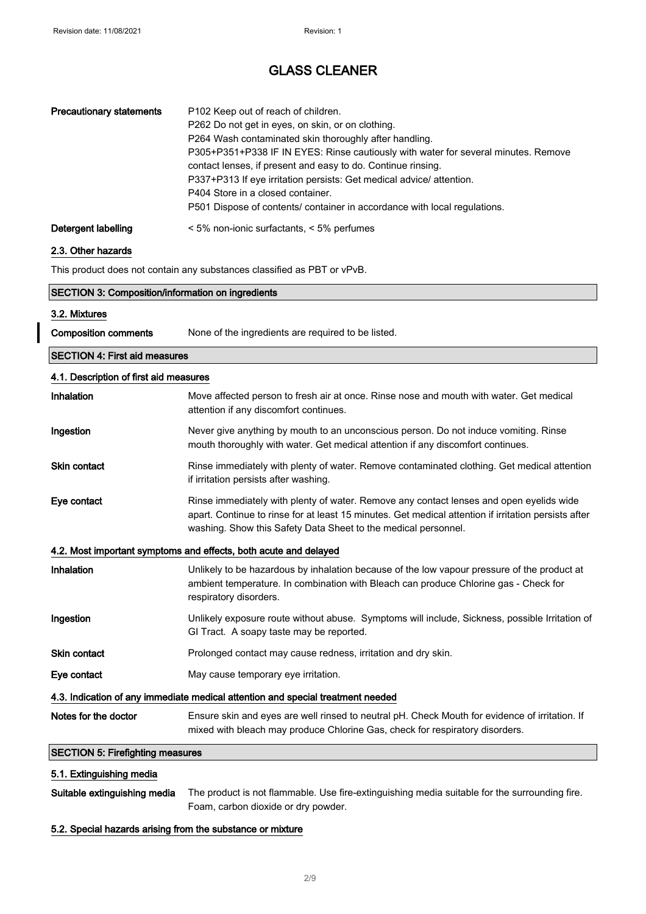# GLASS CLEANER

| | |
|---|---|
| **Precautionary statements** | P102 Keep out of reach of children.<br>P262 Do not get in eyes, on skin, or on clothing.<br>P264 Wash contaminated skin thoroughly after handling.<br>P305+P351+P338 IF IN EYES: Rinse cautiously with water for several minutes. Remove contact lenses, if present and easy to do. Continue rinsing.<br>P337+P313 If eye irritation persists: Get medical advice/ attention.<br>P404 Store in a closed container.<br>P501 Dispose of contents/ container in accordance with local regulations. |
| **Detergent labelling** | < 5% non-ionic surfactants, < 5% perfumes |

### 2.3. Other hazards

This product does not contain any substances classified as PBT or vPvB.

## SECTION 3: Composition/information on ingredients

### 3.2. Mixtures

| | |
|---|---|
| **Composition comments** | None of the ingredients are required to be listed. |

## SECTION 4: First aid measures

### 4.1. Description of first aid measures

| | |
|---|---|
| **Inhalation** | Move affected person to fresh air at once. Rinse nose and mouth with water. Get medical attention if any discomfort continues. |
| **Ingestion** | Never give anything by mouth to an unconscious person. Do not induce vomiting. Rinse mouth thoroughly with water. Get medical attention if any discomfort continues. |
| **Skin contact** | Rinse immediately with plenty of water. Remove contaminated clothing. Get medical attention if irritation persists after washing. |
| **Eye contact** | Rinse immediately with plenty of water. Remove any contact lenses and open eyelids wide apart. Continue to rinse for at least 15 minutes. Get medical attention if irritation persists after washing. Show this Safety Data Sheet to the medical personnel. |

### 4.2. Most important symptoms and effects, both acute and delayed

| | |
|---|---|
| **Inhalation** | Unlikely to be hazardous by inhalation because of the low vapour pressure of the product at ambient temperature. In combination with Bleach can produce Chlorine gas - Check for respiratory disorders. |
| **Ingestion** | Unlikely exposure route without abuse. Symptoms will include, Sickness, possible Irritation of GI Tract. A soapy taste may be reported. |
| **Skin contact** | Prolonged contact may cause redness, irritation and dry skin. |
| **Eye contact** | May cause temporary eye irritation. |

### 4.3. Indication of any immediate medical attention and special treatment needed

| | |
|---|---|
| **Notes for the doctor** | Ensure skin and eyes are well rinsed to neutral pH. Check Mouth for evidence of irritation. If mixed with bleach may produce Chlorine Gas, check for respiratory disorders. |

## SECTION 5: Firefighting measures

### 5.1. Extinguishing media

| | |
|---|---|
| **Suitable extinguishing media** | The product is not flammable. Use fire-extinguishing media suitable for the surrounding fire. Foam, carbon dioxide or dry powder. |

### 5.2. Special hazards arising from the substance or mixture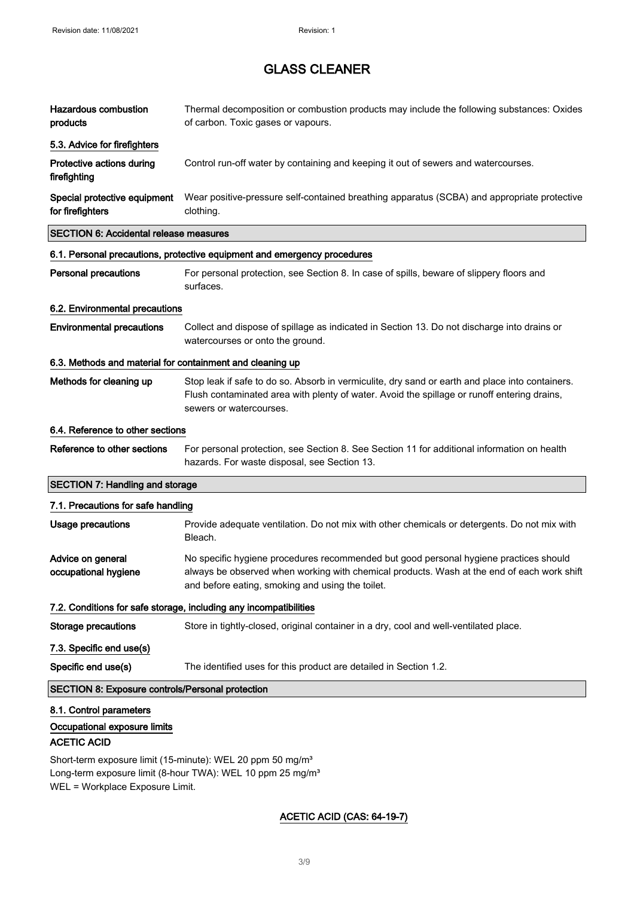| | |
|---|---|
| **Hazardous combustion products** | Thermal decomposition or combustion products may include the following substances: Oxides of carbon. Toxic gases or vapours. |

### 5.3. Advice for firefighters

| | |
|---|---|
| **Protective actions during firefighting** | Control run-off water by containing and keeping it out of sewers and watercourses. |
| **Special protective equipment for firefighters** | Wear positive-pressure self-contained breathing apparatus (SCBA) and appropriate protective clothing. |

## SECTION 6: Accidental release measures

### 6.1. Personal precautions, protective equipment and emergency procedures

| | |
|---|---|
| **Personal precautions** | For personal protection, see Section 8. In case of spills, beware of slippery floors and surfaces. |

### 6.2. Environmental precautions

| | |
|---|---|
| **Environmental precautions** | Collect and dispose of spillage as indicated in Section 13. Do not discharge into drains or watercourses or onto the ground. |

### 6.3. Methods and material for containment and cleaning up

| | |
|---|---|
| **Methods for cleaning up** | Stop leak if safe to do so. Absorb in vermiculite, dry sand or earth and place into containers. Flush contaminated area with plenty of water. Avoid the spillage or runoff entering drains, sewers or watercourses. |

### 6.4. Reference to other sections

| | |
|---|---|
| **Reference to other sections** | For personal protection, see Section 8. See Section 11 for additional information on health hazards. For waste disposal, see Section 13. |

## SECTION 7: Handling and storage

### 7.1. Precautions for safe handling

| | |
|---|---|
| **Usage precautions** | Provide adequate ventilation. Do not mix with other chemicals or detergents. Do not mix with Bleach. |
| **Advice on general occupational hygiene** | No specific hygiene procedures recommended but good personal hygiene practices should always be observed when working with chemical products. Wash at the end of each work shift and before eating, smoking and using the toilet. |

### 7.2. Conditions for safe storage, including any incompatibilities

| | |
|---|---|
| **Storage precautions** | Store in tightly-closed, original container in a dry, cool and well-ventilated place. |

### 7.3. Specific end use(s)

| | |
|---|---|
| **Specific end use(s)** | The identified uses for this product are detailed in Section 1.2. |

## SECTION 8: Exposure controls/Personal protection

### 8.1. Control parameters

#### Occupational exposure limits

**ACETIC ACID**

Short-term exposure limit (15-minute): WEL 20 ppm 50 mg/m³
Long-term exposure limit (8-hour TWA): WEL 10 ppm 25 mg/m³
WEL = Workplace Exposure Limit.

**ACETIC ACID (CAS: 64-19-7)**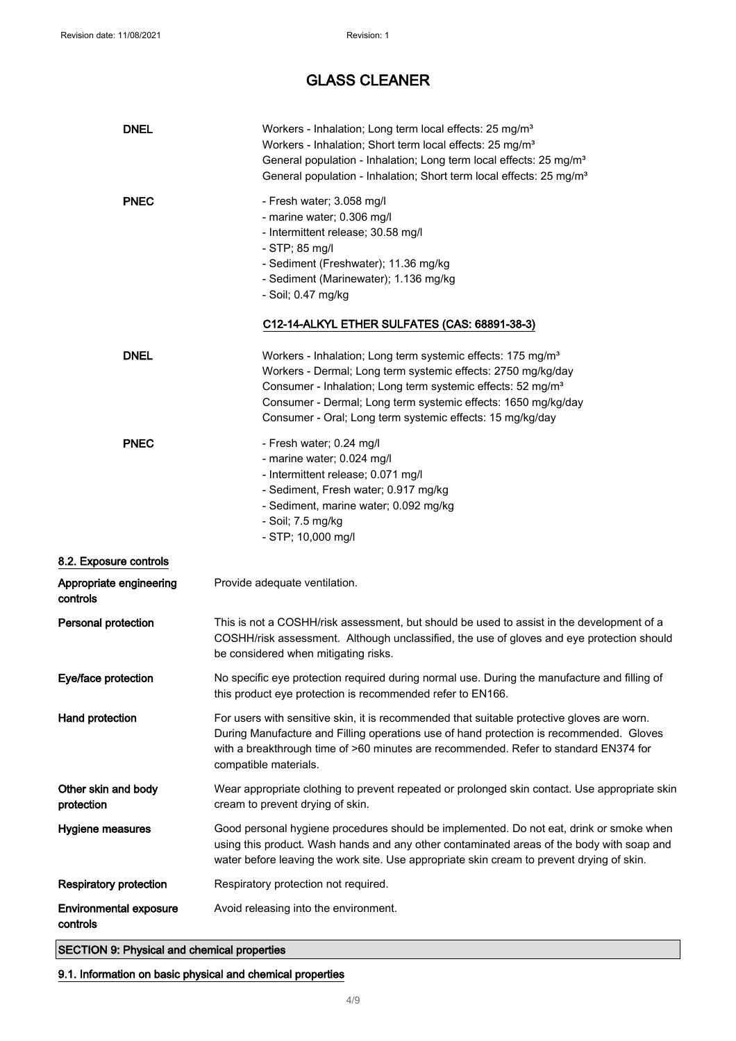| | |
|---|---|
| **DNEL** | Workers - Inhalation; Long term local effects: 25 mg/m³<br>Workers - Inhalation; Short term local effects: 25 mg/m³<br>General population - Inhalation; Long term local effects: 25 mg/m³<br>General population - Inhalation; Short term local effects: 25 mg/m³ |
| **PNEC** | - Fresh water; 3.058 mg/l<br>- marine water; 0.306 mg/l<br>- Intermittent release; 30.58 mg/l<br>- STP; 85 mg/l<br>- Sediment (Freshwater); 11.36 mg/kg<br>- Sediment (Marinewater); 1.136 mg/kg<br>- Soil; 0.47 mg/kg |

**C12-14-ALKYL ETHER SULFATES (CAS: 68891-38-3)**

| | |
|---|---|
| **DNEL** | Workers - Inhalation; Long term systemic effects: 175 mg/m³<br>Workers - Dermal; Long term systemic effects: 2750 mg/kg/day<br>Consumer - Inhalation; Long term systemic effects: 52 mg/m³<br>Consumer - Dermal; Long term systemic effects: 1650 mg/kg/day<br>Consumer - Oral; Long term systemic effects: 15 mg/kg/day |
| **PNEC** | - Fresh water; 0.24 mg/l<br>- marine water; 0.024 mg/l<br>- Intermittent release; 0.071 mg/l<br>- Sediment, Fresh water; 0.917 mg/kg<br>- Sediment, marine water; 0.092 mg/kg<br>- Soil; 7.5 mg/kg<br>- STP; 10,000 mg/l |

### 8.2. Exposure controls

| | |
|---|---|
| **Appropriate engineering controls** | Provide adequate ventilation. |
| **Personal protection** | This is not a COSHH/risk assessment, but should be used to assist in the development of a COSHH/risk assessment. Although unclassified, the use of gloves and eye protection should be considered when mitigating risks. |
| **Eye/face protection** | No specific eye protection required during normal use. During the manufacture and filling of this product eye protection is recommended refer to EN166. |
| **Hand protection** | For users with sensitive skin, it is recommended that suitable protective gloves are worn. During Manufacture and Filling operations use of hand protection is recommended. Gloves with a breakthrough time of >60 minutes are recommended. Refer to standard EN374 for compatible materials. |
| **Other skin and body protection** | Wear appropriate clothing to prevent repeated or prolonged skin contact. Use appropriate skin cream to prevent drying of skin. |
| **Hygiene measures** | Good personal hygiene procedures should be implemented. Do not eat, drink or smoke when using this product. Wash hands and any other contaminated areas of the body with soap and water before leaving the work site. Use appropriate skin cream to prevent drying of skin. |
| **Respiratory protection** | Respiratory protection not required. |
| **Environmental exposure controls** | Avoid releasing into the environment. |

## SECTION 9: Physical and chemical properties

### 9.1. Information on basic physical and chemical properties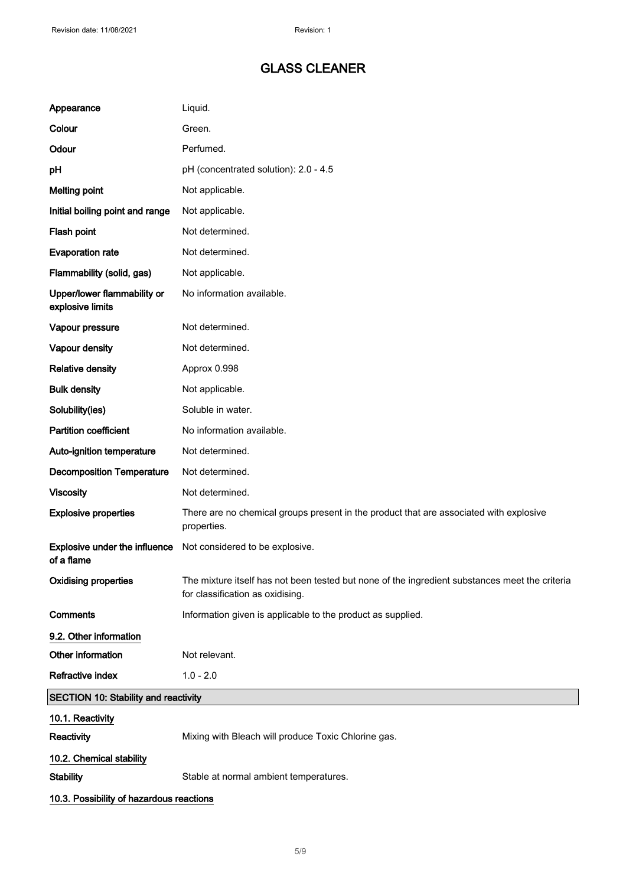# GLASS CLEANER

| | |
|---|---|
| **Appearance** | Liquid. |
| **Colour** | Green. |
| **Odour** | Perfumed. |
| **pH** | pH (concentrated solution): 2.0 - 4.5 |
| **Melting point** | Not applicable. |
| **Initial boiling point and range** | Not applicable. |
| **Flash point** | Not determined. |
| **Evaporation rate** | Not determined. |
| **Flammability (solid, gas)** | Not applicable. |
| **Upper/lower flammability or explosive limits** | No information available. |
| **Vapour pressure** | Not determined. |
| **Vapour density** | Not determined. |
| **Relative density** | Approx 0.998 |
| **Bulk density** | Not applicable. |
| **Solubility(ies)** | Soluble in water. |
| **Partition coefficient** | No information available. |
| **Auto-ignition temperature** | Not determined. |
| **Decomposition Temperature** | Not determined. |
| **Viscosity** | Not determined. |
| **Explosive properties** | There are no chemical groups present in the product that are associated with explosive properties. |
| **Explosive under the influence of a flame** | Not considered to be explosive. |
| **Oxidising properties** | The mixture itself has not been tested but none of the ingredient substances meet the criteria for classification as oxidising. |
| **Comments** | Information given is applicable to the product as supplied. |

**9.2. Other information**

| | |
|---|---|
| **Other information** | Not relevant. |
| **Refractive index** | 1.0 - 2.0 |

## SECTION 10: Stability and reactivity

**10.1. Reactivity**

**Reactivity** Mixing with Bleach will produce Toxic Chlorine gas.

**10.2. Chemical stability**

**Stability** Stable at normal ambient temperatures.

**10.3. Possibility of hazardous reactions**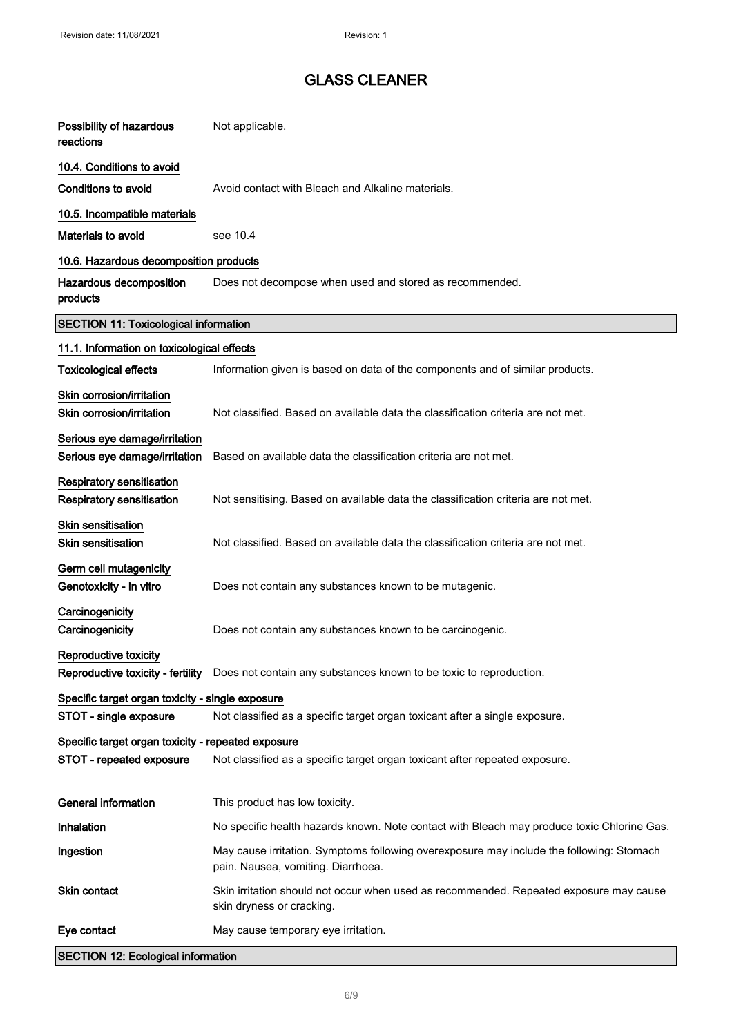**Possibility of hazardous reactions** Not applicable.

### 10.4. Conditions to avoid

**Conditions to avoid** Avoid contact with Bleach and Alkaline materials.

### 10.5. Incompatible materials

**Materials to avoid** see 10.4

### 10.6. Hazardous decomposition products

**Hazardous decomposition products** Does not decompose when used and stored as recommended.

## SECTION 11: Toxicological information

### 11.1. Information on toxicological effects

**Toxicological effects** Information given is based on data of the components and of similar products.

**Skin corrosion/irritation**

**Skin corrosion/irritation** Not classified. Based on available data the classification criteria are not met.

**Serious eye damage/irritation**

**Serious eye damage/irritation** Based on available data the classification criteria are not met.

**Respiratory sensitisation**

**Respiratory sensitisation** Not sensitising. Based on available data the classification criteria are not met.

**Skin sensitisation**

**Skin sensitisation** Not classified. Based on available data the classification criteria are not met.

**Germ cell mutagenicity**

**Genotoxicity - in vitro** Does not contain any substances known to be mutagenic.

**Carcinogenicity**

**Carcinogenicity** Does not contain any substances known to be carcinogenic.

**Reproductive toxicity**

**Reproductive toxicity - fertility** Does not contain any substances known to be toxic to reproduction.

**Specific target organ toxicity - single exposure**

**STOT - single exposure** Not classified as a specific target organ toxicant after a single exposure.

**Specific target organ toxicity - repeated exposure**

**STOT - repeated exposure** Not classified as a specific target organ toxicant after repeated exposure.

**General information** This product has low toxicity.

**Inhalation** No specific health hazards known. Note contact with Bleach may produce toxic Chlorine Gas.

**Ingestion** May cause irritation. Symptoms following overexposure may include the following: Stomach pain. Nausea, vomiting. Diarrhoea.

**Skin contact** Skin irritation should not occur when used as recommended. Repeated exposure may cause skin dryness or cracking.

**Eye contact** May cause temporary eye irritation.

## SECTION 12: Ecological information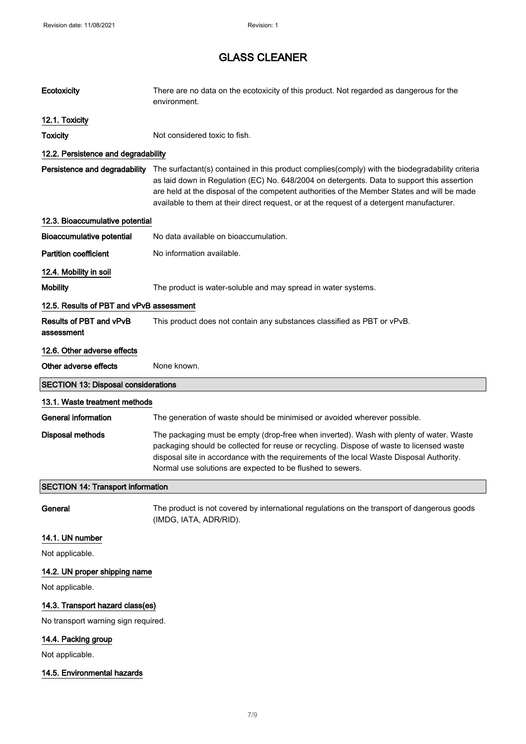| | |
|---|---|
| **Ecotoxicity** | There are no data on the ecotoxicity of this product. Not regarded as dangerous for the environment. |

### 12.1. Toxicity

| | |
|---|---|
| **Toxicity** | Not considered toxic to fish. |

### 12.2. Persistence and degradability

| | |
|---|---|
| **Persistence and degradability** | The surfactant(s) contained in this product complies(comply) with the biodegradability criteria as laid down in Regulation (EC) No. 648/2004 on detergents. Data to support this assertion are held at the disposal of the competent authorities of the Member States and will be made available to them at their direct request, or at the request of a detergent manufacturer. |

### 12.3. Bioaccumulative potential

| | |
|---|---|
| **Bioaccumulative potential** | No data available on bioaccumulation. |
| **Partition coefficient** | No information available. |

### 12.4. Mobility in soil

| | |
|---|---|
| **Mobility** | The product is water-soluble and may spread in water systems. |

### 12.5. Results of PBT and vPvB assessment

| | |
|---|---|
| **Results of PBT and vPvB assessment** | This product does not contain any substances classified as PBT or vPvB. |

### 12.6. Other adverse effects

| | |
|---|---|
| **Other adverse effects** | None known. |

## SECTION 13: Disposal considerations

### 13.1. Waste treatment methods

| | |
|---|---|
| **General information** | The generation of waste should be minimised or avoided wherever possible. |
| **Disposal methods** | The packaging must be empty (drop-free when inverted). Wash with plenty of water. Waste packaging should be collected for reuse or recycling. Dispose of waste to licensed waste disposal site in accordance with the requirements of the local Waste Disposal Authority. Normal use solutions are expected to be flushed to sewers. |

## SECTION 14: Transport information

| | |
|---|---|
| **General** | The product is not covered by international regulations on the transport of dangerous goods (IMDG, IATA, ADR/RID). |

### 14.1. UN number

Not applicable.

### 14.2. UN proper shipping name

Not applicable.

### 14.3. Transport hazard class(es)

No transport warning sign required.

### 14.4. Packing group

Not applicable.

### 14.5. Environmental hazards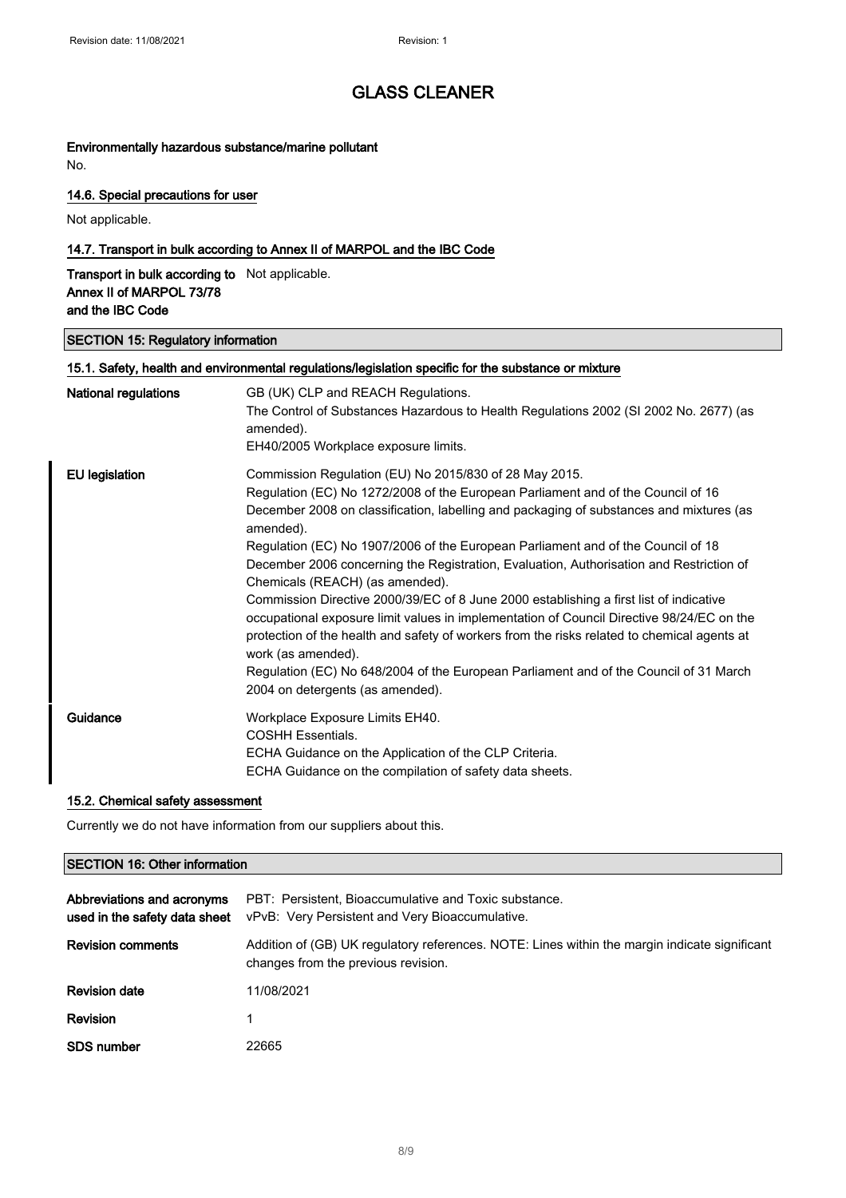**Environmentally hazardous substance/marine pollutant**

No.

### 14.6. Special precautions for user

Not applicable.

### 14.7. Transport in bulk according to Annex II of MARPOL and the IBC Code

| | |
|---|---|
| **Transport in bulk according to Annex II of MARPOL 73/78 and the IBC Code** | Not applicable. |

## SECTION 15: Regulatory information

### 15.1. Safety, health and environmental regulations/legislation specific for the substance or mixture

| | |
|---|---|
| **National regulations** | GB (UK) CLP and REACH Regulations.<br>The Control of Substances Hazardous to Health Regulations 2002 (SI 2002 No. 2677) (as amended).<br>EH40/2005 Workplace exposure limits. |
| **EU legislation** | Commission Regulation (EU) No 2015/830 of 28 May 2015.<br>Regulation (EC) No 1272/2008 of the European Parliament and of the Council of 16 December 2008 on classification, labelling and packaging of substances and mixtures (as amended).<br>Regulation (EC) No 1907/2006 of the European Parliament and of the Council of 18 December 2006 concerning the Registration, Evaluation, Authorisation and Restriction of Chemicals (REACH) (as amended).<br>Commission Directive 2000/39/EC of 8 June 2000 establishing a first list of indicative occupational exposure limit values in implementation of Council Directive 98/24/EC on the protection of the health and safety of workers from the risks related to chemical agents at work (as amended).<br>Regulation (EC) No 648/2004 of the European Parliament and of the Council of 31 March 2004 on detergents (as amended). |
| **Guidance** | Workplace Exposure Limits EH40.<br>COSHH Essentials.<br>ECHA Guidance on the Application of the CLP Criteria.<br>ECHA Guidance on the compilation of safety data sheets. |

### 15.2. Chemical safety assessment

Currently we do not have information from our suppliers about this.

## SECTION 16: Other information

| | |
|---|---|
| **Abbreviations and acronyms used in the safety data sheet** | PBT: Persistent, Bioaccumulative and Toxic substance.<br>vPvB: Very Persistent and Very Bioaccumulative. |
| **Revision comments** | Addition of (GB) UK regulatory references. NOTE: Lines within the margin indicate significant changes from the previous revision. |
| **Revision date** | 11/08/2021 |
| **Revision** | 1 |
| **SDS number** | 22665 |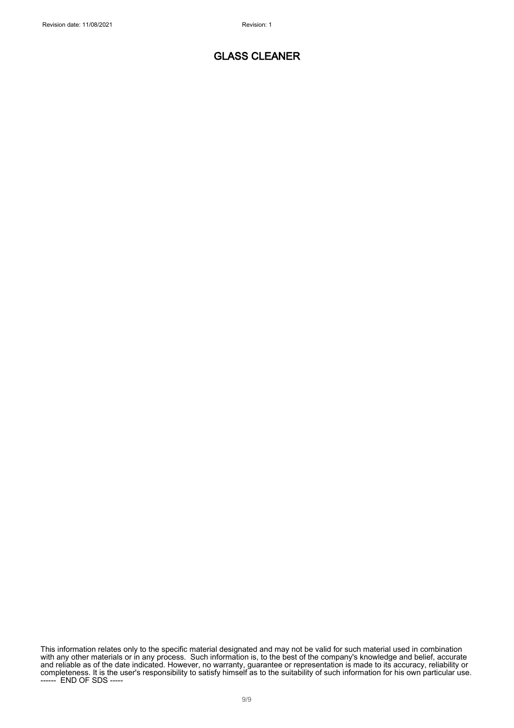This information relates only to the specific material designated and may not be valid for such material used in combination with any other materials or in any process. Such information is, to the best of the company's knowledge and belief, accurate and reliable as of the date indicated. However, no warranty, guarantee or representation is made to its accuracy, reliability or completeness. It is the user's responsibility to satisfy himself as to the suitability of such information for his own particular use.
------ END OF SDS -----